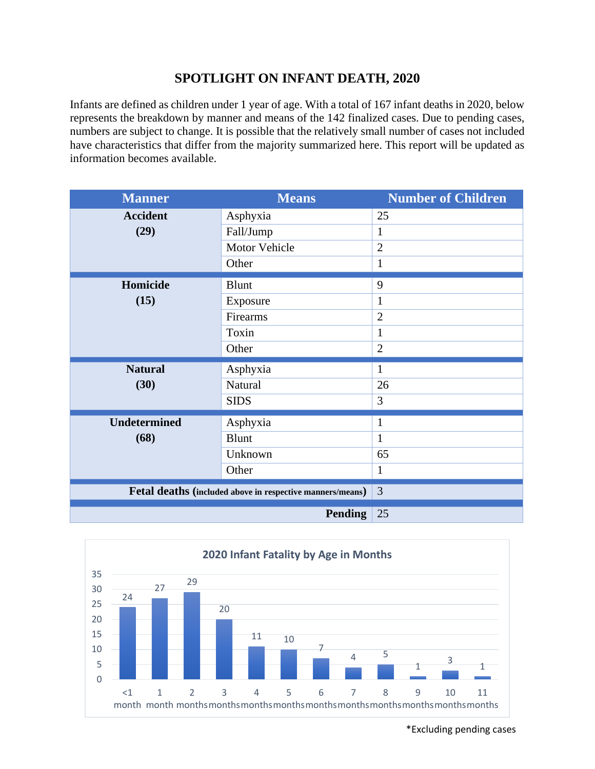# SPOTLIGHT ON INFANT DEATH, 2020

Infants are defined as children under 1 year of age. With a total of 167 infant deaths in 2020, below represents the breakdown by manner and means of the 142 finalized cases. Due to pending cases, numbers are subject to change. It is possible that the relatively small number of cases not included have characteristics that differ from the majority summarized here. This report will be updated as information becomes available.

| Manner | Means | Number of Children |
|---|---|---|
| **Accident (29)** | Asphyxia | 25 |
| | Fall/Jump | 1 |
| | Motor Vehicle | 2 |
| | Other | 1 |
| **Homicide (15)** | Blunt | 9 |
| | Exposure | 1 |
| | Firearms | 2 |
| | Toxin | 1 |
| | Other | 2 |
| **Natural (30)** | Asphyxia | 1 |
| | Natural | 26 |
| | SIDS | 3 |
| **Undetermined (68)** | Asphyxia | 1 |
| | Blunt | 1 |
| | Unknown | 65 |
| | Other | 1 |
| **Fetal deaths** (included above in respective manners/means) | | 3 |
| **Pending** | | 25 |

**2020 Infant Fatality by Age in Months**

| Age | Number |
|---|---|
| <1 month | 24 |
| 1 month | 27 |
| 2 months | 29 |
| 3 months | 20 |
| 4 months | 11 |
| 5 months | 10 |
| 6 months | 7 |
| 7 months | 4 |
| 8 months | 5 |
| 9 months | 1 |
| 10 months | 3 |
| 11 months | 1 |

*Excluding pending cases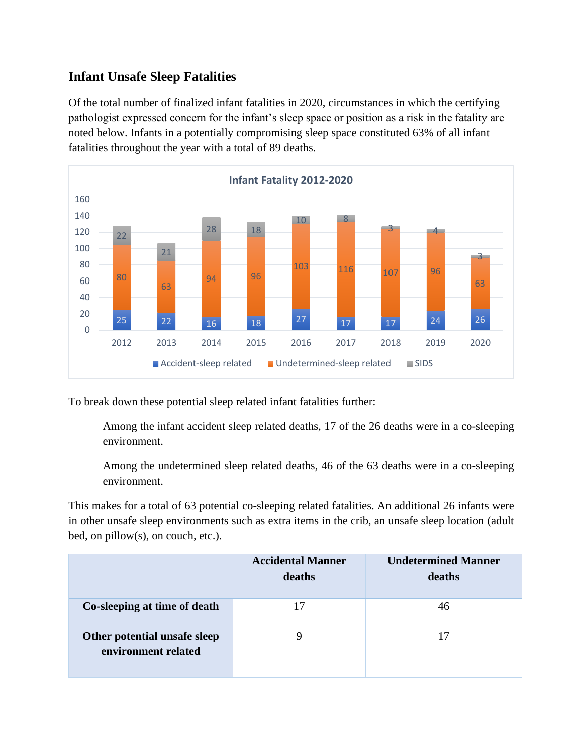## Infant Unsafe Sleep Fatalities

Of the total number of finalized infant fatalities in 2020, circumstances in which the certifying pathologist expressed concern for the infant's sleep space or position as a risk in the fatality are noted below. Infants in a potentially compromising sleep space constituted 63% of all infant fatalities throughout the year with a total of 89 deaths.

**Infant Fatality 2012-2020**

| Year | Accident-sleep related | Undetermined-sleep related | SIDS |
|---|---|---|---|
| 2012 | 25 | 80 | 22 |
| 2013 | 22 | 63 | 21 |
| 2014 | 16 | 94 | 28 |
| 2015 | 18 | 96 | 18 |
| 2016 | 27 | 103 | 10 |
| 2017 | 17 | 116 | 8 |
| 2018 | 17 | 107 | 3 |
| 2019 | 24 | 96 | 4 |
| 2020 | 26 | 63 | 3 |

To break down these potential sleep related infant fatalities further:

> Among the infant accident sleep related deaths, 17 of the 26 deaths were in a co-sleeping environment.
>
> Among the undetermined sleep related deaths, 46 of the 63 deaths were in a co-sleeping environment.

This makes for a total of 63 potential co-sleeping related fatalities. An additional 26 infants were in other unsafe sleep environments such as extra items in the crib, an unsafe sleep location (adult bed, on pillow(s), on couch, etc.).

| | Accidental Manner deaths | Undetermined Manner deaths |
|---|---|---|
| **Co-sleeping at time of death** | 17 | 46 |
| **Other potential unsafe sleep environment related** | 9 | 17 |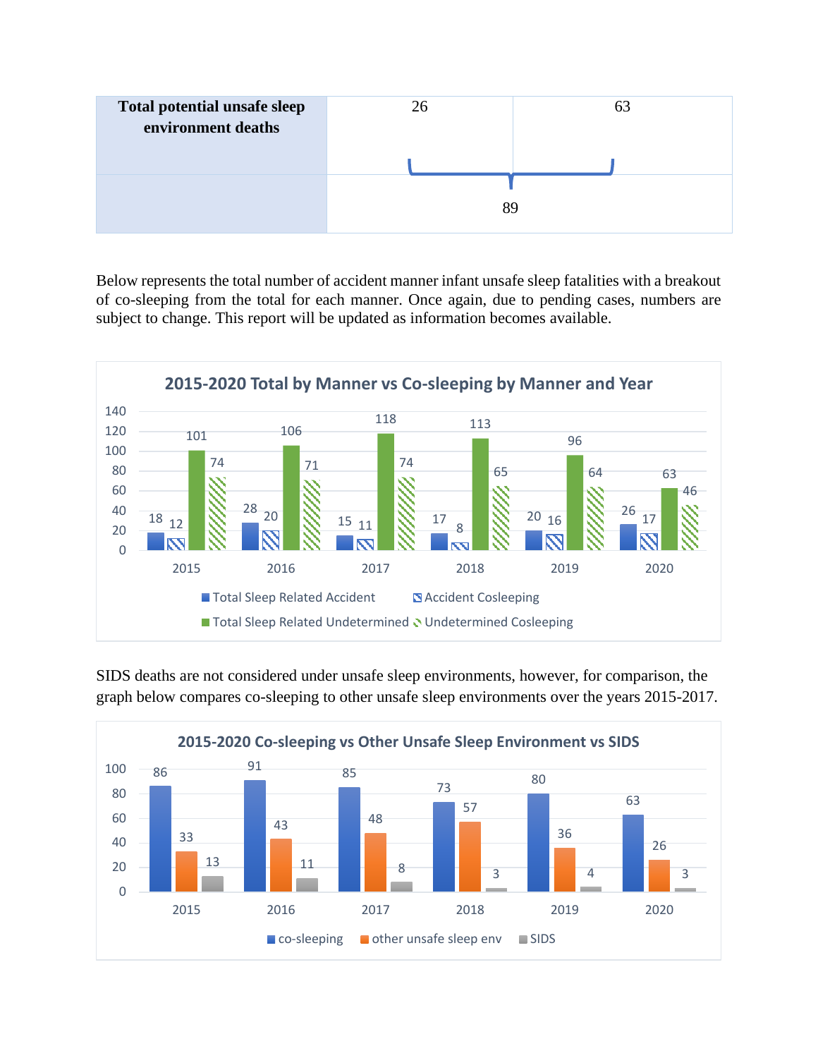| Total potential unsafe sleep environment deaths | 26 | 63 |
| --- | --- | --- |
| | 89 | |

Below represents the total number of accident manner infant unsafe sleep fatalities with a breakout of co-sleeping from the total for each manner. Once again, due to pending cases, numbers are subject to change. This report will be updated as information becomes available.

**2015-2020 Total by Manner vs Co-sleeping by Manner and Year**

| Year | Total Sleep Related Accident | Accident Cosleeping | Total Sleep Related Undetermined | Undetermined Cosleeping |
| --- | --- | --- | --- | --- |
| 2015 | 18 | 12 | 101 | 74 |
| 2016 | 28 | 20 | 106 | 71 |
| 2017 | 15 | 11 | 118 | 74 |
| 2018 | 17 | 8 | 113 | 65 |
| 2019 | 20 | 16 | 96 | 64 |
| 2020 | 26 | 17 | 63 | 46 |

SIDS deaths are not considered under unsafe sleep environments, however, for comparison, the graph below compares co-sleeping to other unsafe sleep environments over the years 2015-2017.

**2015-2020 Co-sleeping vs Other Unsafe Sleep Environment vs SIDS**

| Year | co-sleeping | other unsafe sleep env | SIDS |
| --- | --- | --- | --- |
| 2015 | 86 | 33 | 13 |
| 2016 | 91 | 43 | 11 |
| 2017 | 85 | 48 | 8 |
| 2018 | 73 | 57 | 3 |
| 2019 | 80 | 36 | 4 |
| 2020 | 63 | 26 | 3 |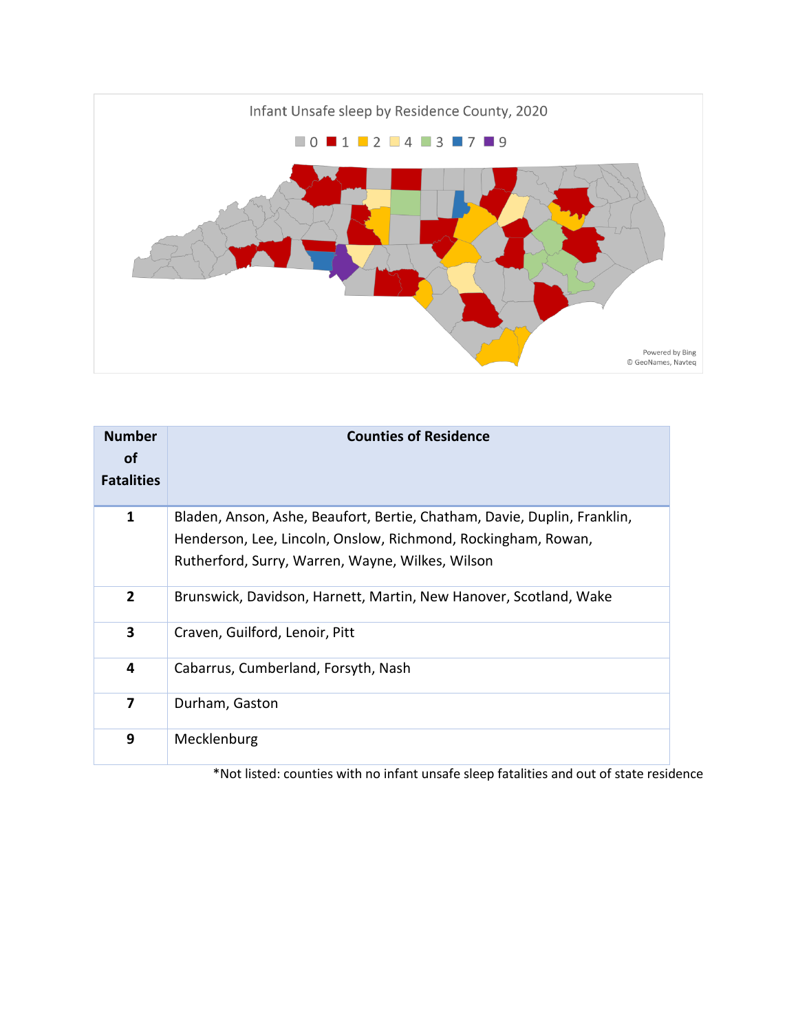Infant Unsafe sleep by Residence County, 2020

0 1 2 4 3 7 9

Powered by Bing
© GeoNames, Navteq

| Number of Fatalities | Counties of Residence |
|---|---|
| 1 | Bladen, Anson, Ashe, Beaufort, Bertie, Chatham, Davie, Duplin, Franklin, Henderson, Lee, Lincoln, Onslow, Richmond, Rockingham, Rowan, Rutherford, Surry, Warren, Wayne, Wilkes, Wilson |
| 2 | Brunswick, Davidson, Harnett, Martin, New Hanover, Scotland, Wake |
| 3 | Craven, Guilford, Lenoir, Pitt |
| 4 | Cabarrus, Cumberland, Forsyth, Nash |
| 7 | Durham, Gaston |
| 9 | Mecklenburg |

*Not listed: counties with no infant unsafe sleep fatalities and out of state residence